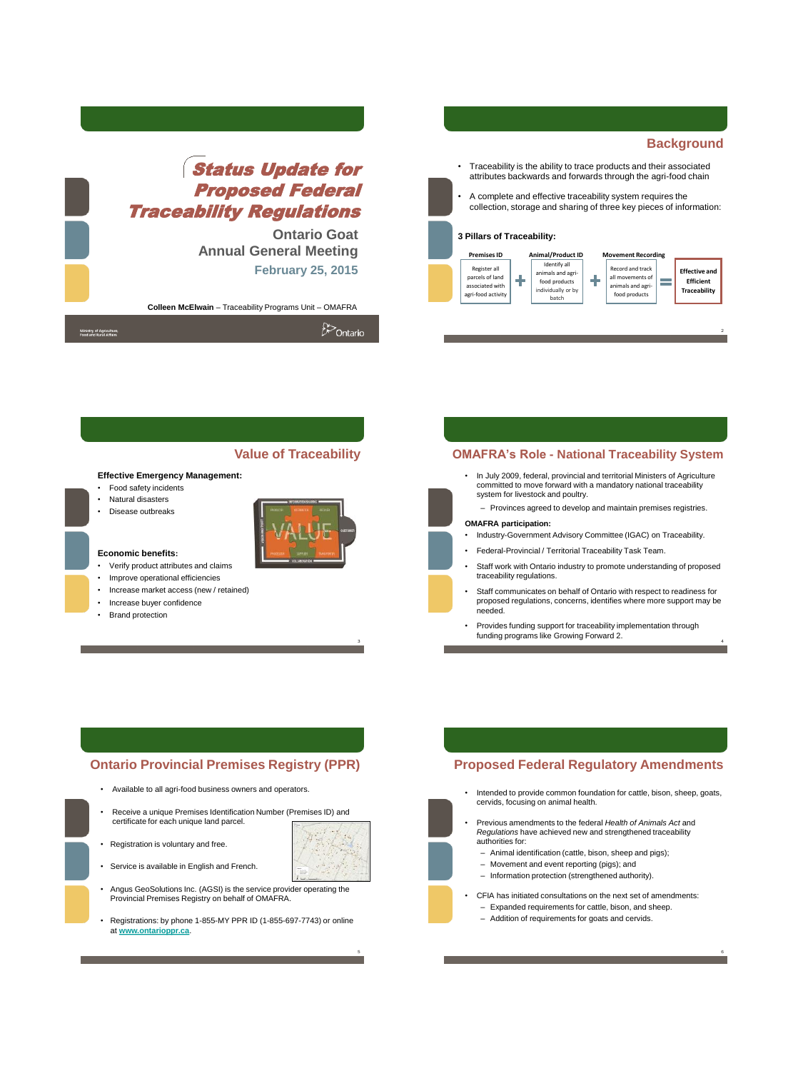# Status Update for Proposed Federal Traceability Regulations

## Ontario Goat Annual General Meeting

**February 25, 2015**

**Colleen McElwain** – Traceability Programs Unit – OMAFRA

Ministry of Agriculture, Food and Rural Affairs

Ontario

## Background

- Traceability is the ability to trace products and their associated attributes backwards and forwards through the agri-food chain
- A complete and effective traceability system requires the collection, storage and sharing of three key pieces of information:

**3 Pillars of Traceability:**

**Premises ID**: Register all parcels of land associated with agri-food activity
+
**Animal/Product ID**: Identify all animals and agri-food products individually or by batch
+
**Movement Recording**: Record and track all movements of animals and agri-food products
=
**Effective and Efficient Traceability**

## Value of Traceability

**Effective Emergency Management:**

- Food safety incidents
- Natural disasters
- Disease outbreaks

**Economic benefits:**

- Verify product attributes and claims
- Improve operational efficiencies
- Increase market access (new / retained)
- Increase buyer confidence
- Brand protection

## OMAFRA's Role - National Traceability System

- In July 2009, federal, provincial and territorial Ministers of Agriculture committed to move forward with a mandatory national traceability system for livestock and poultry.
  - Provinces agreed to develop and maintain premises registries.

**OMAFRA participation:**

- Industry-Government Advisory Committee (IGAC) on Traceability.
- Federal-Provincial / Territorial Traceability Task Team.
- Staff work with Ontario industry to promote understanding of proposed traceability regulations.
- Staff communicates on behalf of Ontario with respect to readiness for proposed regulations, concerns, identifies where more support may be needed.
- Provides funding support for traceability implementation through funding programs like Growing Forward 2.

## Ontario Provincial Premises Registry (PPR)

- Available to all agri-food business owners and operators.
- Receive a unique Premises Identification Number (Premises ID) and certificate for each unique land parcel.
- Registration is voluntary and free.
- Service is available in English and French.
- Angus GeoSolutions Inc. (AGSI) is the service provider operating the Provincial Premises Registry on behalf of OMAFRA.
- Registrations: by phone 1-855-MY PPR ID (1-855-697-7743) or online at **www.ontarioppr.ca**.

## Proposed Federal Regulatory Amendments

- Intended to provide common foundation for cattle, bison, sheep, goats, cervids, focusing on animal health.
- Previous amendments to the federal *Health of Animals Act* and *Regulations* have achieved new and strengthened traceability authorities for:
  - Animal identification (cattle, bison, sheep and pigs);
  - Movement and event reporting (pigs); and
  - Information protection (strengthened authority).
- CFIA has initiated consultations on the next set of amendments:
  - Expanded requirements for cattle, bison, and sheep.
  - Addition of requirements for goats and cervids.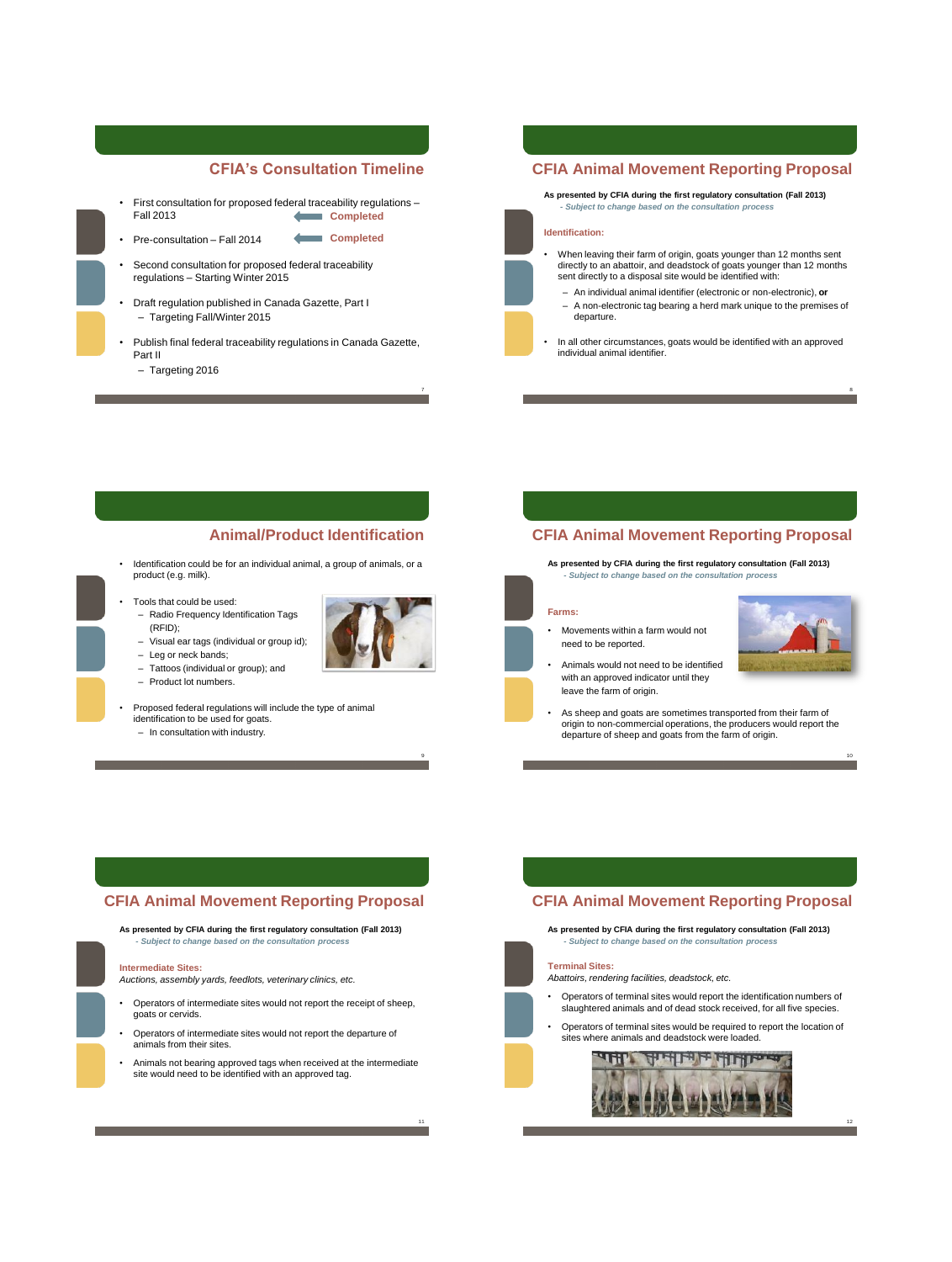## CFIA's Consultation Timeline

- First consultation for proposed federal traceability regulations – Fall 2013 — **Completed**
- Pre-consultation – Fall 2014 — **Completed**
- Second consultation for proposed federal traceability regulations – Starting Winter 2015
- Draft regulation published in Canada Gazette, Part I
  - Targeting Fall/Winter 2015
- Publish final federal traceability regulations in Canada Gazette, Part II
  - Targeting 2016

## CFIA Animal Movement Reporting Proposal

**As presented by CFIA during the first regulatory consultation (Fall 2013)**
*- Subject to change based on the consultation process*

**Identification:**

- When leaving their farm of origin, goats younger than 12 months sent directly to an abattoir, and deadstock of goats younger than 12 months sent directly to a disposal site would be identified with:
  - An individual animal identifier (electronic or non-electronic), **or**
  - A non-electronic tag bearing a herd mark unique to the premises of departure.
- In all other circumstances, goats would be identified with an approved individual animal identifier.

## Animal/Product Identification

- Identification could be for an individual animal, a group of animals, or a product (e.g. milk).
- Tools that could be used:
  - Radio Frequency Identification Tags (RFID);
  - Visual ear tags (individual or group id);
  - Leg or neck bands;
  - Tattoos (individual or group); and
  - Product lot numbers.
- Proposed federal regulations will include the type of animal identification to be used for goats.
  - In consultation with industry.

## CFIA Animal Movement Reporting Proposal

**As presented by CFIA during the first regulatory consultation (Fall 2013)**
*- Subject to change based on the consultation process*

**Farms:**

- Movements within a farm would not need to be reported.
- Animals would not need to be identified with an approved indicator until they leave the farm of origin.
- As sheep and goats are sometimes transported from their farm of origin to non-commercial operations, the producers would report the departure of sheep and goats from the farm of origin.

## CFIA Animal Movement Reporting Proposal

**As presented by CFIA during the first regulatory consultation (Fall 2013)**
*- Subject to change based on the consultation process*

**Intermediate Sites:**
*Auctions, assembly yards, feedlots, veterinary clinics, etc.*

- Operators of intermediate sites would not report the receipt of sheep, goats or cervids.
- Operators of intermediate sites would not report the departure of animals from their sites.
- Animals not bearing approved tags when received at the intermediate site would need to be identified with an approved tag.

## CFIA Animal Movement Reporting Proposal

**As presented by CFIA during the first regulatory consultation (Fall 2013)**
*- Subject to change based on the consultation process*

**Terminal Sites:**
*Abattoirs, rendering facilities, deadstock, etc.*

- Operators of terminal sites would report the identification numbers of slaughtered animals and of dead stock received, for all five species.
- Operators of terminal sites would be required to report the location of sites where animals and deadstock were loaded.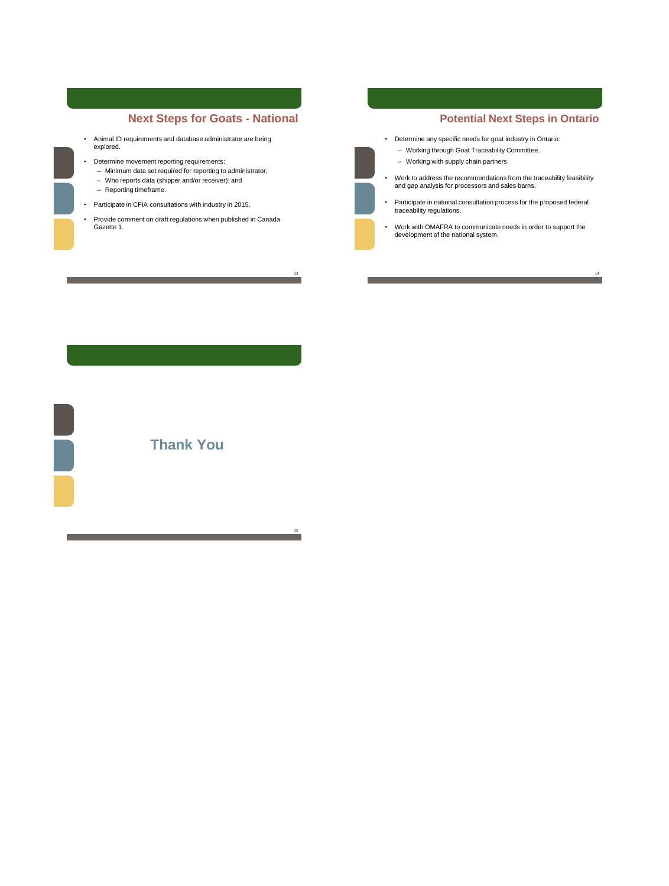## Next Steps for Goats - National

- Animal ID requirements and database administrator are being explored.
- Determine movement reporting requirements:
  - Minimum data set required for reporting to administrator;
  - Who reports data (shipper and/or receiver); and
  - Reporting timeframe.
- Participate in CFIA consultations with industry in 2015.
- Provide comment on draft regulations when published in Canada Gazette 1.

## Potential Next Steps in Ontario

- Determine any specific needs for goat industry in Ontario:
  - Working through Goat Traceability Committee.
  - Working with supply chain partners.
- Work to address the recommendations from the traceability feasibility and gap analysis for processors and sales barns.
- Participate in national consultation process for the proposed federal traceability regulations.
- Work with OMAFRA to communicate needs in order to support the development of the national system.

## Thank You